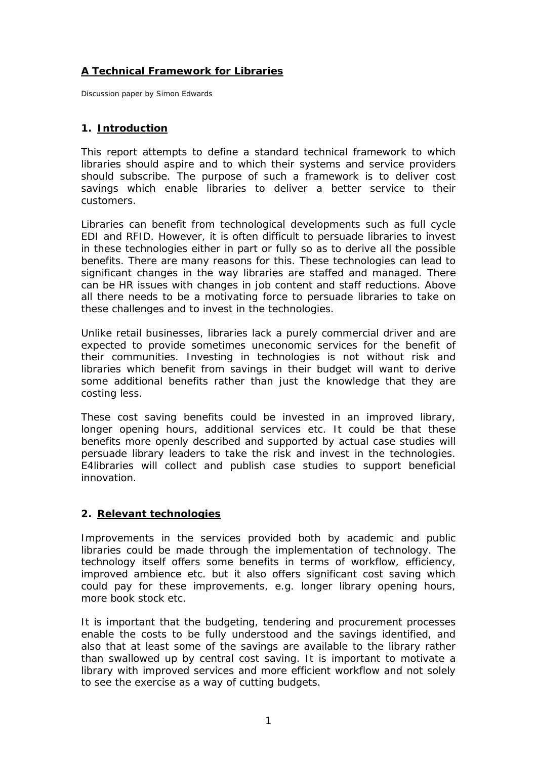# A Technical Framework for Libraries

Discussion paper by Simon Edwards

## 1. Introduction

This report attempts to define a standard technical framework to which libraries should aspire and to which their systems and service providers should subscribe. The purpose of such a framework is to deliver cost savings which enable libraries to deliver a better service to their customers.

Libraries can benefit from technological developments such as full cycle EDI and RFID. However, it is often difficult to persuade libraries to invest in these technologies either in part or fully so as to derive all the possible benefits. There are many reasons for this. These technologies can lead to significant changes in the way libraries are staffed and managed. There can be HR issues with changes in job content and staff reductions. Above all there needs to be a motivating force to persuade libraries to take on these challenges and to invest in the technologies.

Unlike retail businesses, libraries lack a purely commercial driver and are expected to provide sometimes uneconomic services for the benefit of their communities. Investing in technologies is not without risk and libraries which benefit from savings in their budget will want to derive some additional benefits rather than just the knowledge that they are costing less.

These cost saving benefits could be invested in an improved library, longer opening hours, additional services etc. It could be that these benefits more openly described and supported by actual case studies will persuade library leaders to take the risk and invest in the technologies. E4libraries will collect and publish case studies to support beneficial innovation.

## 2. Relevant technologies

Improvements in the services provided both by academic and public libraries could be made through the implementation of technology. The technology itself offers some benefits in terms of workflow, efficiency, improved ambience etc. but it also offers significant cost saving which could pay for these improvements, e.g. longer library opening hours, more book stock etc.

It is important that the budgeting, tendering and procurement processes enable the costs to be fully understood and the savings identified, and also that at least some of the savings are available to the library rather than swallowed up by central cost saving. It is important to motivate a library with improved services and more efficient workflow and not solely to see the exercise as a way of cutting budgets.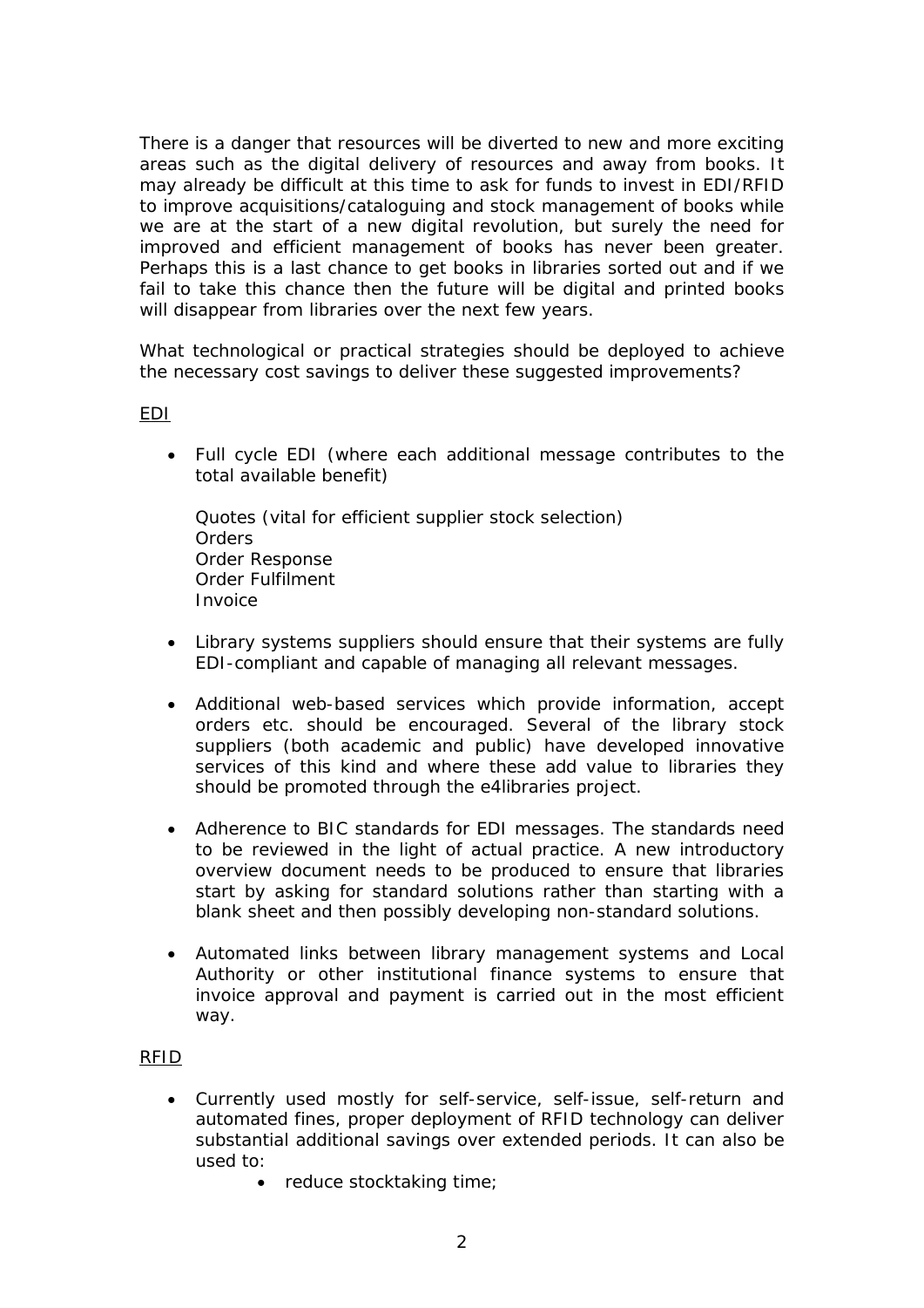There is a danger that resources will be diverted to new and more exciting areas such as the digital delivery of resources and away from books. It may already be difficult at this time to ask for funds to invest in EDI/RFID to improve acquisitions/cataloguing and stock management of books while we are at the start of a new digital revolution, but surely the need for improved and efficient management of books has never been greater. Perhaps this is a last chance to get books in libraries sorted out and if we fail to take this chance then the future will be digital and printed books will disappear from libraries over the next few years.

What technological or practical strategies should be deployed to achieve the necessary cost savings to deliver these suggested improvements?

<u>EDI</u>

- Full cycle EDI (where each additional message contributes to the total available benefit)

  Quotes (vital for efficient supplier stock selection)
  Orders
  Order Response
  Order Fulfilment
  Invoice

- Library systems suppliers should ensure that their systems are fully EDI-compliant and capable of managing all relevant messages.

- Additional web-based services which provide information, accept orders etc. should be encouraged. Several of the library stock suppliers (both academic and public) have developed innovative services of this kind and where these add value to libraries they should be promoted through the e4libraries project.

- Adherence to BIC standards for EDI messages. The standards need to be reviewed in the light of actual practice. A new introductory overview document needs to be produced to ensure that libraries start by asking for standard solutions rather than starting with a blank sheet and then possibly developing non-standard solutions.

- Automated links between library management systems and Local Authority or other institutional finance systems to ensure that invoice approval and payment is carried out in the most efficient way.

<u>RFID</u>

- Currently used mostly for self-service, self-issue, self-return and automated fines, proper deployment of RFID technology can deliver substantial additional savings over extended periods. It can also be used to:
  - reduce stocktaking time;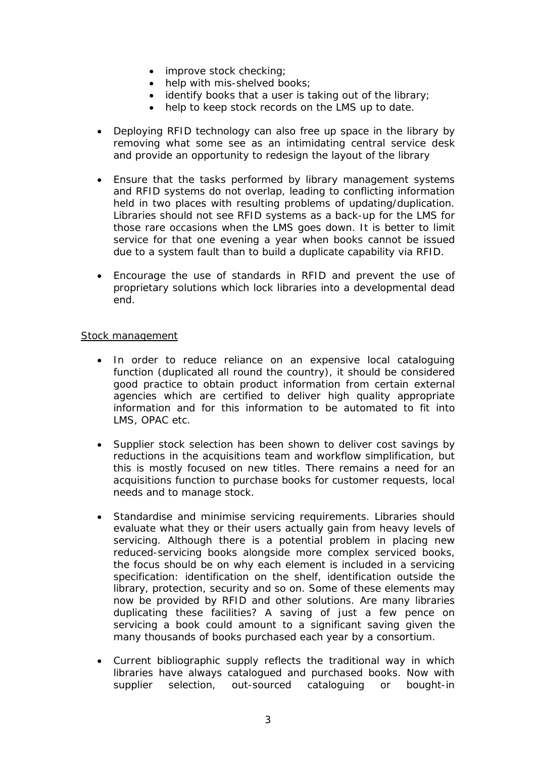- improve stock checking;
    - help with mis-shelved books;
    - identify books that a user is taking out of the library;
    - help to keep stock records on the LMS up to date.

- Deploying RFID technology can also free up space in the library by removing what some see as an intimidating central service desk and provide an opportunity to redesign the layout of the library

- Ensure that the tasks performed by library management systems and RFID systems do not overlap, leading to conflicting information held in two places with resulting problems of updating/duplication. Libraries should not see RFID systems as a back-up for the LMS for those rare occasions when the LMS goes down. It is better to limit service for that one evening a year when books cannot be issued due to a system fault than to build a duplicate capability via RFID.

- Encourage the use of standards in RFID and prevent the use of proprietary solutions which lock libraries into a developmental dead end.

<u>Stock management</u>

- In order to reduce reliance on an expensive local cataloguing function (duplicated all round the country), it should be considered good practice to obtain product information from certain external agencies which are certified to deliver high quality appropriate information and for this information to be automated to fit into LMS, OPAC etc.

- Supplier stock selection has been shown to deliver cost savings by reductions in the acquisitions team and workflow simplification, but this is mostly focused on new titles. There remains a need for an acquisitions function to purchase books for customer requests, local needs and to manage stock.

- Standardise and minimise servicing requirements. Libraries should evaluate what they or their users actually gain from heavy levels of servicing. Although there is a potential problem in placing new reduced-servicing books alongside more complex serviced books, the focus should be on why each element is included in a servicing specification: identification on the shelf, identification outside the library, protection, security and so on. Some of these elements may now be provided by RFID and other solutions. Are many libraries duplicating these facilities? A saving of just a few pence on servicing a book could amount to a significant saving given the many thousands of books purchased each year by a consortium.

- Current bibliographic supply reflects the traditional way in which libraries have always catalogued and purchased books. Now with supplier selection, out-sourced cataloguing or bought-in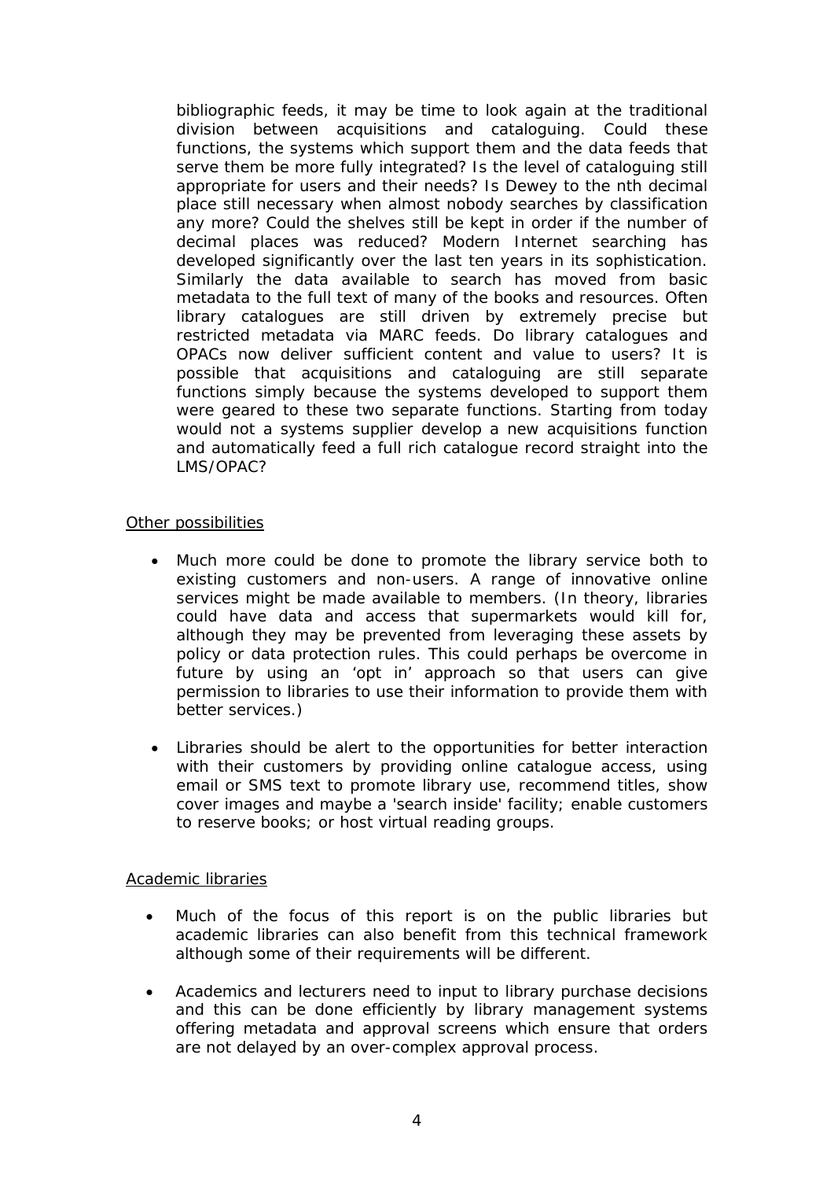bibliographic feeds, it may be time to look again at the traditional division between acquisitions and cataloguing. Could these functions, the systems which support them and the data feeds that serve them be more fully integrated? Is the level of cataloguing still appropriate for users and their needs? Is Dewey to the nth decimal place still necessary when almost nobody searches by classification any more? Could the shelves still be kept in order if the number of decimal places was reduced? Modern Internet searching has developed significantly over the last ten years in its sophistication. Similarly the data available to search has moved from basic metadata to the full text of many of the books and resources. Often library catalogues are still driven by extremely precise but restricted metadata via MARC feeds. Do library catalogues and OPACs now deliver sufficient content and value to users? It is possible that acquisitions and cataloguing are still separate functions simply because the systems developed to support them were geared to these two separate functions. Starting from today would not a systems supplier develop a new acquisitions function and automatically feed a full rich catalogue record straight into the LMS/OPAC?

<u>Other possibilities</u>

- Much more could be done to promote the library service both to existing customers and non-users. A range of innovative online services might be made available to members. (In theory, libraries could have data and access that supermarkets would kill for, although they may be prevented from leveraging these assets by policy or data protection rules. This could perhaps be overcome in future by using an 'opt in' approach so that users can give permission to libraries to use their information to provide them with better services.)

- Libraries should be alert to the opportunities for better interaction with their customers by providing online catalogue access, using email or SMS text to promote library use, recommend titles, show cover images and maybe a 'search inside' facility; enable customers to reserve books; or host virtual reading groups.

<u>Academic libraries</u>

- Much of the focus of this report is on the public libraries but academic libraries can also benefit from this technical framework although some of their requirements will be different.

- Academics and lecturers need to input to library purchase decisions and this can be done efficiently by library management systems offering metadata and approval screens which ensure that orders are not delayed by an over-complex approval process.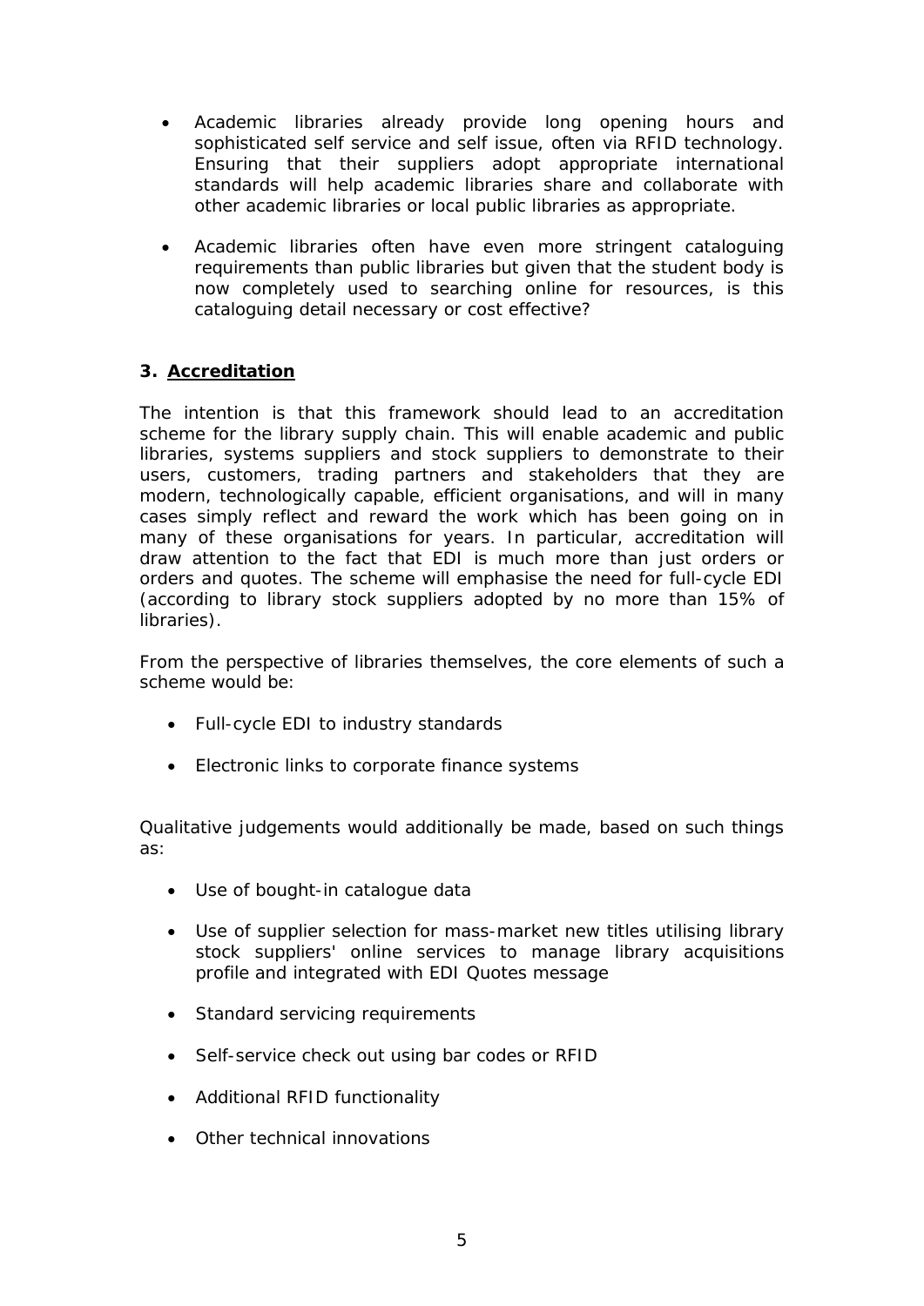- Academic libraries already provide long opening hours and sophisticated self service and self issue, often via RFID technology. Ensuring that their suppliers adopt appropriate international standards will help academic libraries share and collaborate with other academic libraries or local public libraries as appropriate.

- Academic libraries often have even more stringent cataloguing requirements than public libraries but given that the student body is now completely used to searching online for resources, is this cataloguing detail necessary or cost effective?

## 3. Accreditation

The intention is that this framework should lead to an accreditation scheme for the library supply chain. This will enable academic and public libraries, systems suppliers and stock suppliers to demonstrate to their users, customers, trading partners and stakeholders that they are modern, technologically capable, efficient organisations, and will in many cases simply reflect and reward the work which has been going on in many of these organisations for years. In particular, accreditation will draw attention to the fact that EDI is much more than just orders or orders and quotes. The scheme will emphasise the need for full-cycle EDI (according to library stock suppliers adopted by no more than 15% of libraries).

From the perspective of libraries themselves, the core elements of such a scheme would be:

- Full-cycle EDI to industry standards

- Electronic links to corporate finance systems

Qualitative judgements would additionally be made, based on such things as:

- Use of bought-in catalogue data

- Use of supplier selection for mass-market new titles utilising library stock suppliers' online services to manage library acquisitions profile and integrated with EDI Quotes message

- Standard servicing requirements

- Self-service check out using bar codes or RFID

- Additional RFID functionality

- Other technical innovations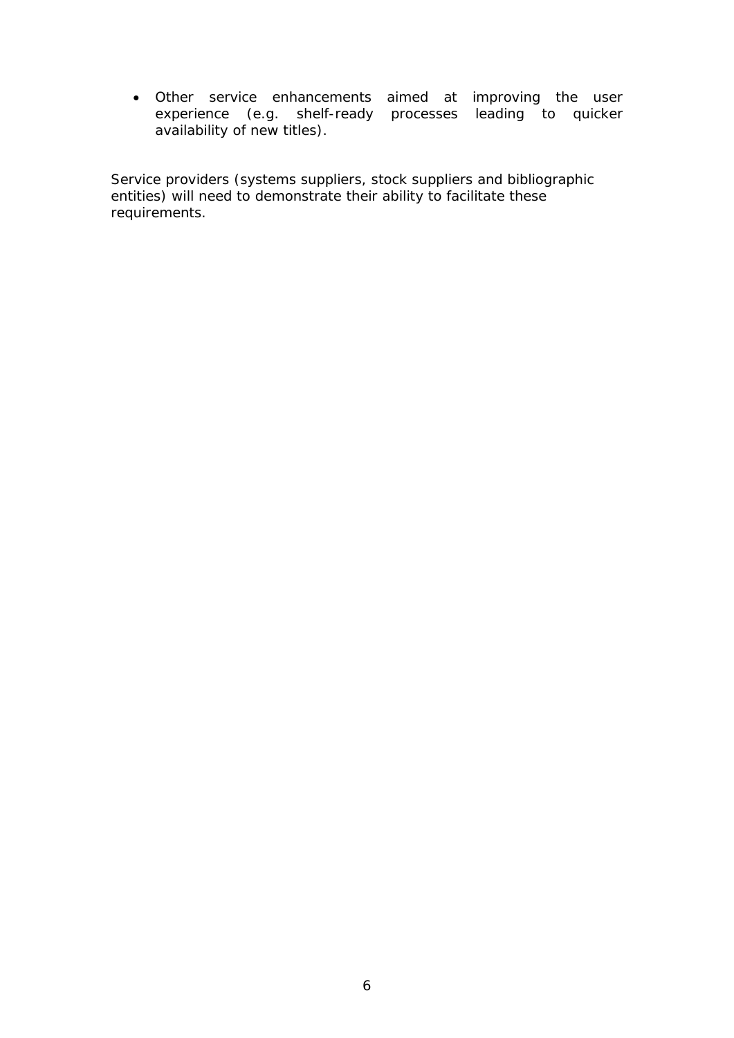- Other service enhancements aimed at improving the user experience (e.g. shelf-ready processes leading to quicker availability of new titles).

Service providers (systems suppliers, stock suppliers and bibliographic entities) will need to demonstrate their ability to facilitate these requirements.